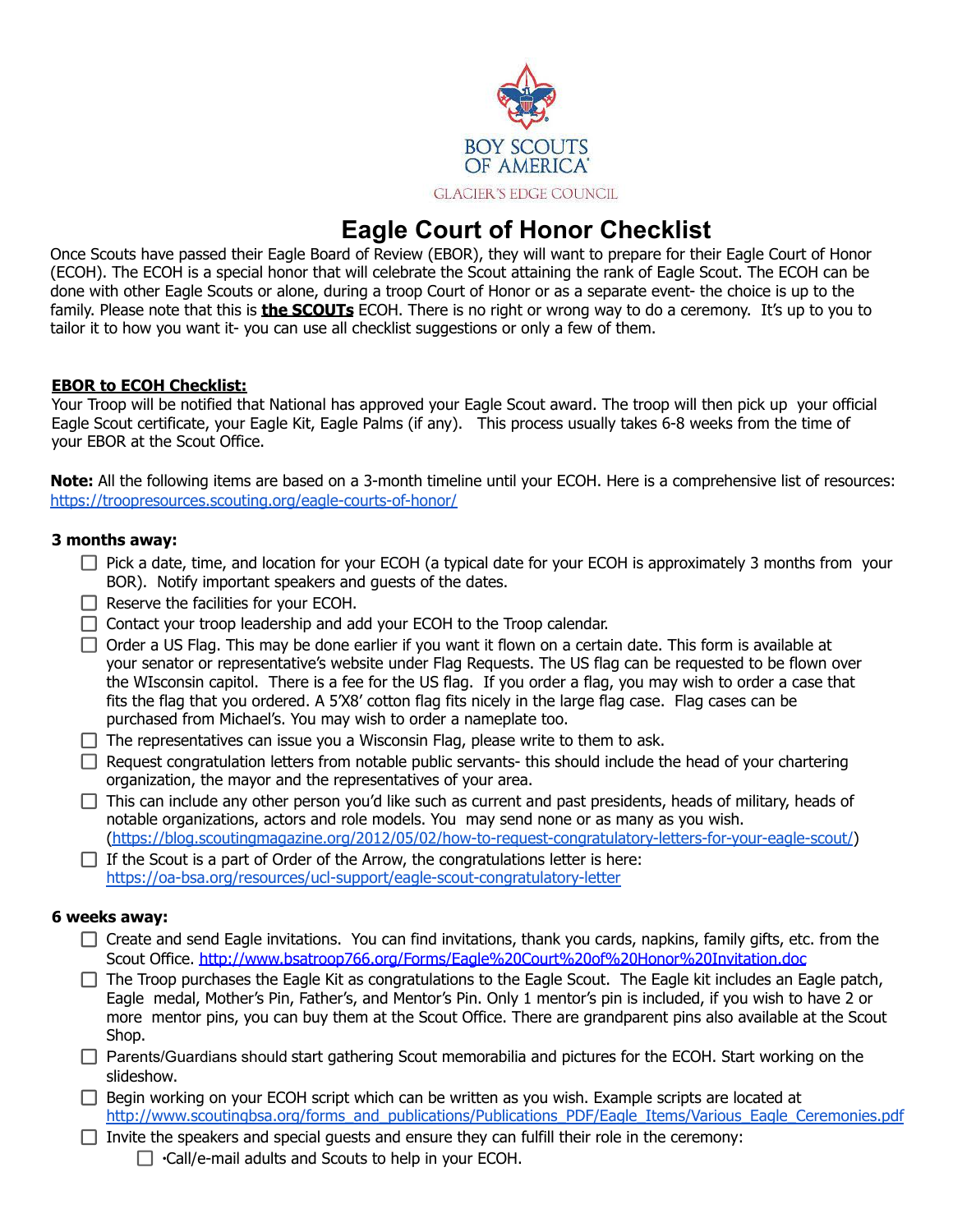BOY SCOUTS OF AMERICA

GLACIER'S EDGE COUNCIL

# Eagle Court of Honor Checklist

Once Scouts have passed their Eagle Board of Review (EBOR), they will want to prepare for their Eagle Court of Honor (ECOH). The ECOH is a special honor that will celebrate the Scout attaining the rank of Eagle Scout. The ECOH can be done with other Eagle Scouts or alone, during a troop Court of Honor or as a separate event- the choice is up to the family. Please note that this is **the SCOUTs** ECOH. There is no right or wrong way to do a ceremony. It's up to you to tailor it to how you want it- you can use all checklist suggestions or only a few of them.

**EBOR to ECOH Checklist:**

Your Troop will be notified that National has approved your Eagle Scout award. The troop will then pick up your official Eagle Scout certificate, your Eagle Kit, Eagle Palms (if any). This process usually takes 6-8 weeks from the time of your EBOR at the Scout Office.

**Note:** All the following items are based on a 3-month timeline until your ECOH. Here is a comprehensive list of resources: https://troopresources.scouting.org/eagle-courts-of-honor/

**3 months away:**

- [ ] Pick a date, time, and location for your ECOH (a typical date for your ECOH is approximately 3 months from your BOR). Notify important speakers and guests of the dates.
- [ ] Reserve the facilities for your ECOH.
- [ ] Contact your troop leadership and add your ECOH to the Troop calendar.
- [ ] Order a US Flag. This may be done earlier if you want it flown on a certain date. This form is available at your senator or representative's website under Flag Requests. The US flag can be requested to be flown over the WIsconsin capitol. There is a fee for the US flag. If you order a flag, you may wish to order a case that fits the flag that you ordered. A 5'X8' cotton flag fits nicely in the large flag case. Flag cases can be purchased from Michael's. You may wish to order a nameplate too.
- [ ] The representatives can issue you a Wisconsin Flag, please write to them to ask.
- [ ] Request congratulation letters from notable public servants- this should include the head of your chartering organization, the mayor and the representatives of your area.
- [ ] This can include any other person you'd like such as current and past presidents, heads of military, heads of notable organizations, actors and role models. You may send none or as many as you wish. (https://blog.scoutingmagazine.org/2012/05/02/how-to-request-congratulatory-letters-for-your-eagle-scout/)
- [ ] If the Scout is a part of Order of the Arrow, the congratulations letter is here: https://oa-bsa.org/resources/ucl-support/eagle-scout-congratulatory-letter

**6 weeks away:**

- [ ] Create and send Eagle invitations. You can find invitations, thank you cards, napkins, family gifts, etc. from the Scout Office. http://www.bsatroop766.org/Forms/Eagle%20Court%20of%20Honor%20Invitation.doc
- [ ] The Troop purchases the Eagle Kit as congratulations to the Eagle Scout. The Eagle kit includes an Eagle patch, Eagle medal, Mother's Pin, Father's, and Mentor's Pin. Only 1 mentor's pin is included, if you wish to have 2 or more mentor pins, you can buy them at the Scout Office. There are grandparent pins also available at the Scout Shop.
- [ ] Parents/Guardians should start gathering Scout memorabilia and pictures for the ECOH. Start working on the slideshow.
- [ ] Begin working on your ECOH script which can be written as you wish. Example scripts are located at http://www.scoutingbsa.org/forms_and_publications/Publications_PDF/Eagle_Items/Various_Eagle_Ceremonies.pdf
- [ ] Invite the speakers and special guests and ensure they can fulfill their role in the ceremony:
  - [ ] •Call/e-mail adults and Scouts to help in your ECOH.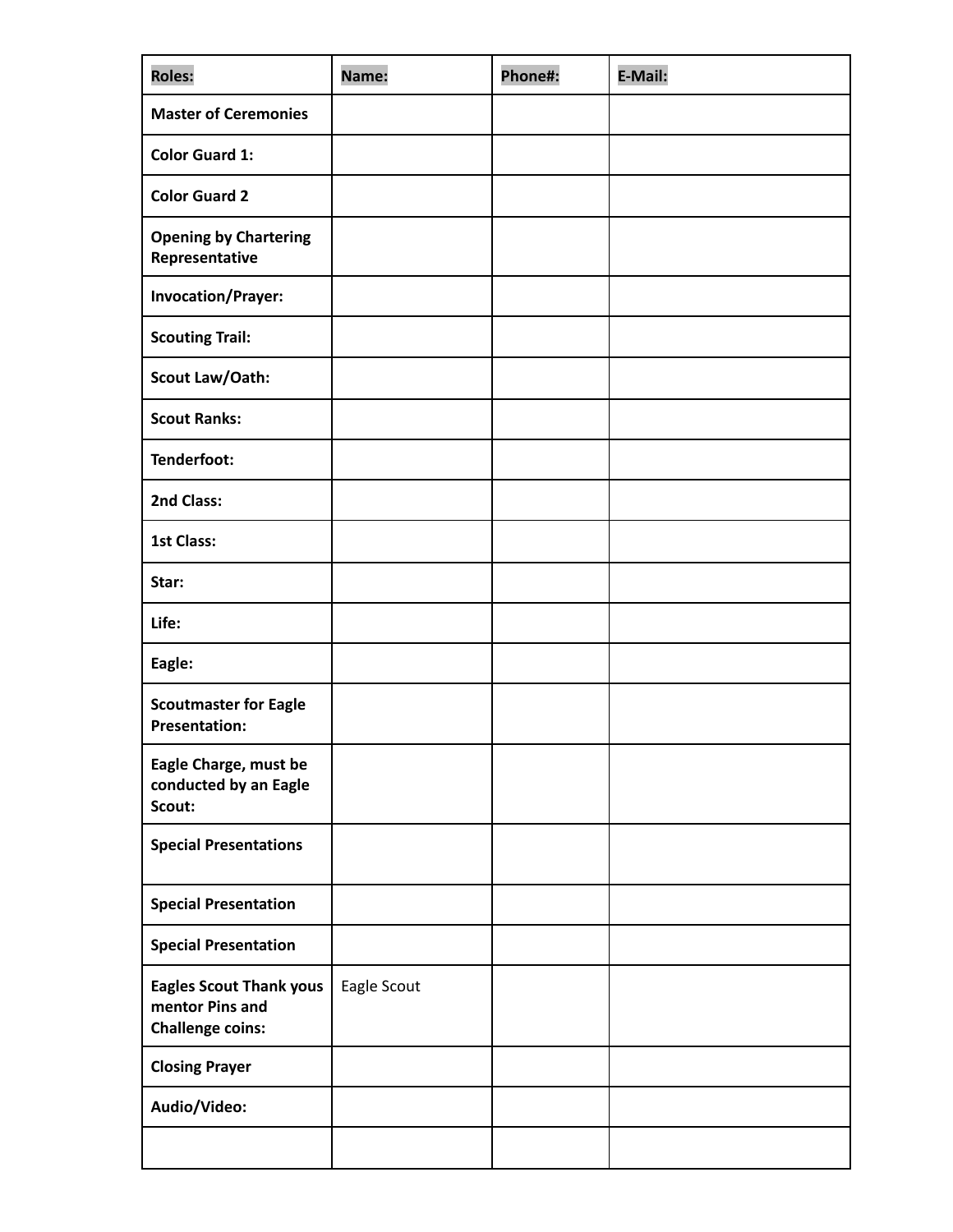| Roles: | Name: | Phone#: | E-Mail: |
|---|---|---|---|
| **Master of Ceremonies** | | | |
| **Color Guard 1:** | | | |
| **Color Guard 2** | | | |
| **Opening by Chartering Representative** | | | |
| **Invocation/Prayer:** | | | |
| **Scouting Trail:** | | | |
| **Scout Law/Oath:** | | | |
| **Scout Ranks:** | | | |
| **Tenderfoot:** | | | |
| **2nd Class:** | | | |
| **1st Class:** | | | |
| **Star:** | | | |
| **Life:** | | | |
| **Eagle:** | | | |
| **Scoutmaster for Eagle Presentation:** | | | |
| **Eagle Charge, must be conducted by an Eagle Scout:** | | | |
| **Special Presentations** | | | |
| **Special Presentation** | | | |
| **Special Presentation** | | | |
| **Eagles Scout Thank yous mentor Pins and Challenge coins:** | Eagle Scout | | |
| **Closing Prayer** | | | |
| **Audio/Video:** | | | |
| | | | |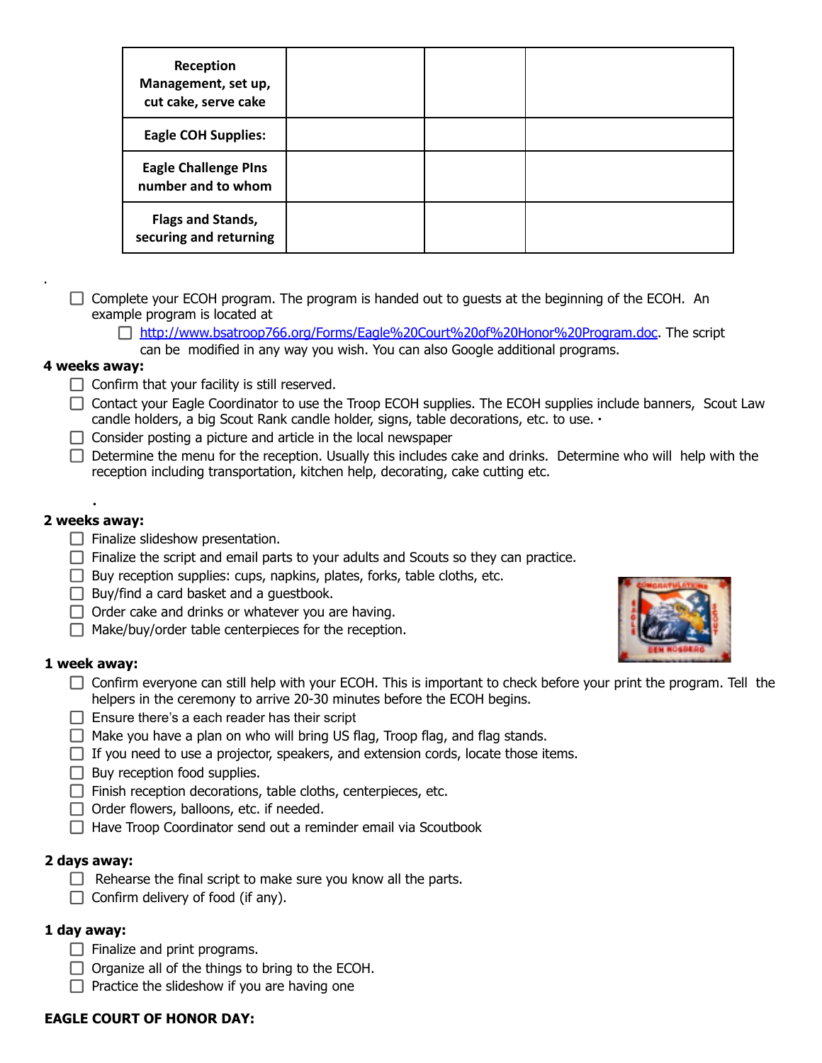| | | | |
|---|---|---|---|
| **Reception Management, set up, cut cake, serve cake** | | | |
| **Eagle COH Supplies:** | | | |
| **Eagle Challenge PIns number and to whom** | | | |
| **Flags and Stands, securing and returning** | | | |

- [ ] Complete your ECOH program. The program is handed out to guests at the beginning of the ECOH. An example program is located at
  - [ ] [http://www.bsatroop766.org/Forms/Eagle%20Court%20of%20Honor%20Program.doc](http://www.bsatroop766.org/Forms/Eagle%20Court%20of%20Honor%20Program.doc). The script can be modified in any way you wish. You can also Google additional programs.

**4 weeks away:**

- [ ] Confirm that your facility is still reserved.
- [ ] Contact your Eagle Coordinator to use the Troop ECOH supplies. The ECOH supplies include banners, Scout Law candle holders, a big Scout Rank candle holder, signs, table decorations, etc. to use. ·
- [ ] Consider posting a picture and article in the local newspaper
- [ ] Determine the menu for the reception. Usually this includes cake and drinks. Determine who will help with the reception including transportation, kitchen help, decorating, cake cutting etc.

**2 weeks away:**

- [ ] Finalize slideshow presentation.
- [ ] Finalize the script and email parts to your adults and Scouts so they can practice.
- [ ] Buy reception supplies: cups, napkins, plates, forks, table cloths, etc.
- [ ] Buy/find a card basket and a guestbook.
- [ ] Order cake and drinks or whatever you are having.
- [ ] Make/buy/order table centerpieces for the reception.

**1 week away:**

- [ ] Confirm everyone can still help with your ECOH. This is important to check before your print the program. Tell the helpers in the ceremony to arrive 20-30 minutes before the ECOH begins.
- [ ] Ensure there's a each reader has their script
- [ ] Make you have a plan on who will bring US flag, Troop flag, and flag stands.
- [ ] If you need to use a projector, speakers, and extension cords, locate those items.
- [ ] Buy reception food supplies.
- [ ] Finish reception decorations, table cloths, centerpieces, etc.
- [ ] Order flowers, balloons, etc. if needed.
- [ ] Have Troop Coordinator send out a reminder email via Scoutbook

**2 days away:**

- [ ] Rehearse the final script to make sure you know all the parts.
- [ ] Confirm delivery of food (if any).

**1 day away:**

- [ ] Finalize and print programs.
- [ ] Organize all of the things to bring to the ECOH.
- [ ] Practice the slideshow if you are having one

**EAGLE COURT OF HONOR DAY:**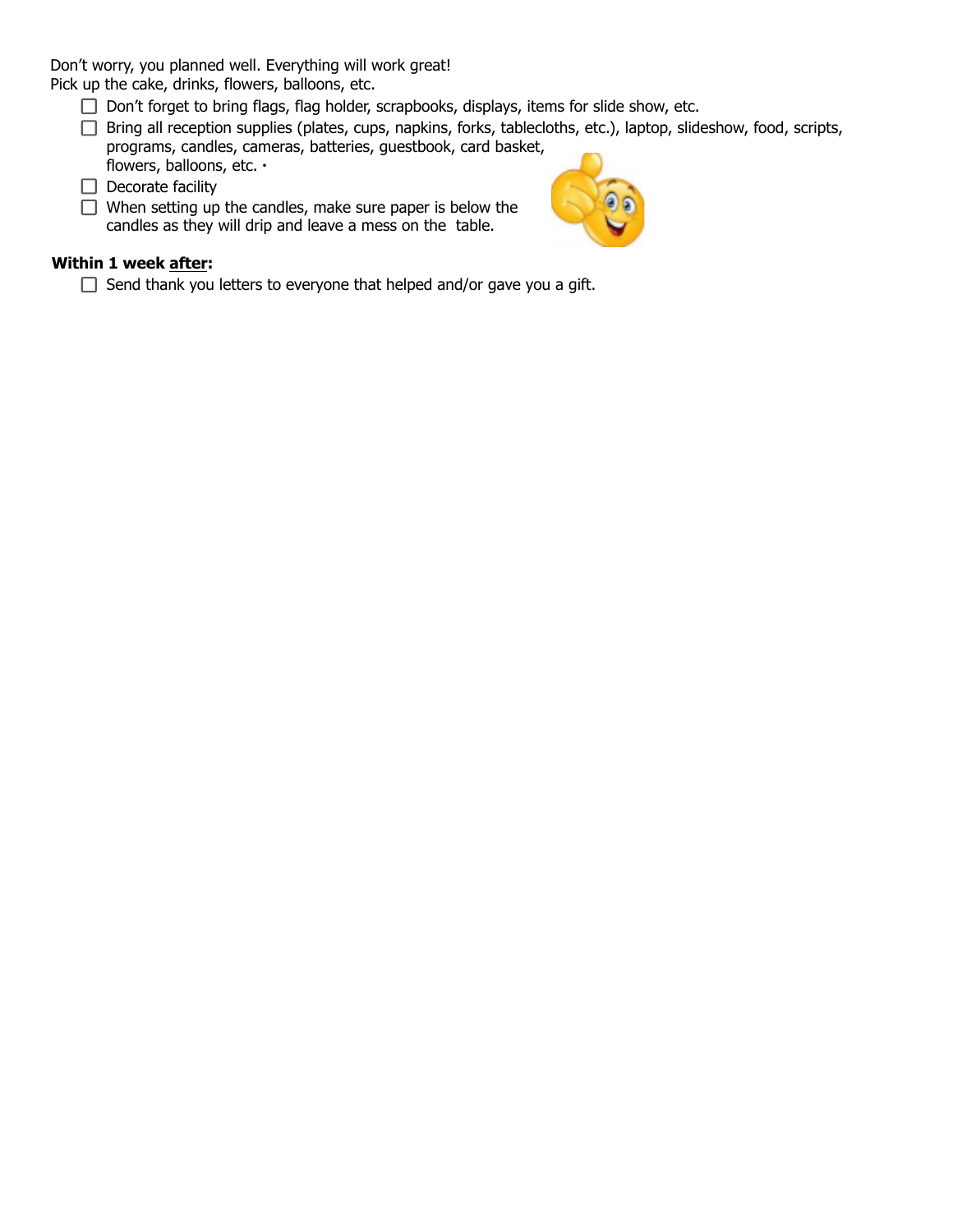Don't worry, you planned well. Everything will work great!
Pick up the cake, drinks, flowers, balloons, etc.

- [ ] Don't forget to bring flags, flag holder, scrapbooks, displays, items for slide show, etc.
- [ ] Bring all reception supplies (plates, cups, napkins, forks, tablecloths, etc.), laptop, slideshow, food, scripts, programs, candles, cameras, batteries, guestbook, card basket, flowers, balloons, etc. •
- [ ] Decorate facility
- [ ] When setting up the candles, make sure paper is below the candles as they will drip and leave a mess on the table.

**Within 1 week <u>after</u>:**

- [ ] Send thank you letters to everyone that helped and/or gave you a gift.